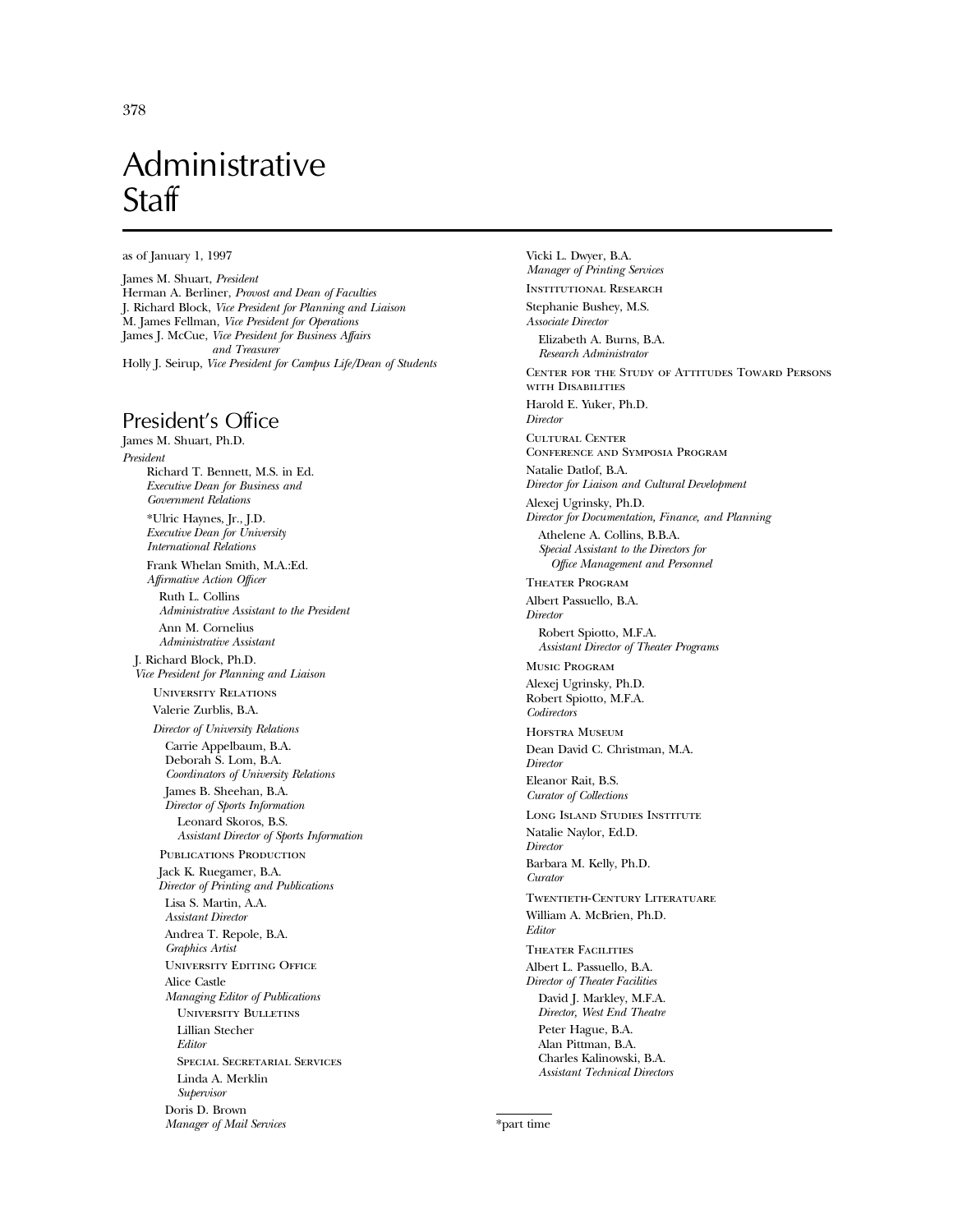# Administrative Staff

as of January 1, 1997

James M. Shuart, *President*
Herman A. Berliner, *Provost and Dean of Faculties*
J. Richard Block, *Vice President for Planning and Liaison*
M. James Fellman, *Vice President for Operations*
James J. McCue, *Vice President for Business Affairs and Treasurer*
Holly J. Seirup, *Vice President for Campus Life/Dean of Students*

## President's Office

James M. Shuart, Ph.D.
*President*

Richard T. Bennett, M.S. in Ed.
*Executive Dean for Business and Government Relations*

*Ulric Haynes, Jr., J.D.
*Executive Dean for University International Relations*

Frank Whelan Smith, M.A.:Ed.
*Affirmative Action Officer*

Ruth L. Collins
*Administrative Assistant to the President*

Ann M. Cornelius
*Administrative Assistant*

J. Richard Block, Ph.D.
*Vice President for Planning and Liaison*

UNIVERSITY RELATIONS

Valerie Zurblis, B.A.
*Director of University Relations*

Carrie Appelbaum, B.A.
Deborah S. Lom, B.A.
*Coordinators of University Relations*

James B. Sheehan, B.A.
*Director of Sports Information*

Leonard Skoros, B.S.
*Assistant Director of Sports Information*

PUBLICATIONS PRODUCTION

Jack K. Ruegamer, B.A.
*Director of Printing and Publications*

Lisa S. Martin, A.A.
*Assistant Director*

Andrea T. Repole, B.A.
*Graphics Artist*

UNIVERSITY EDITING OFFICE

Alice Castle
*Managing Editor of Publications*

UNIVERSITY BULLETINS

Lillian Stecher
*Editor*

SPECIAL SECRETARIAL SERVICES

Linda A. Merklin
*Supervisor*

Doris D. Brown
*Manager of Mail Services*

Vicki L. Dwyer, B.A.
*Manager of Printing Services*

INSTITUTIONAL RESEARCH

Stephanie Bushey, M.S.
*Associate Director*

Elizabeth A. Burns, B.A.
*Research Administrator*

CENTER FOR THE STUDY OF ATTITUDES TOWARD PERSONS WITH DISABILITIES

Harold E. Yuker, Ph.D.
*Director*

CULTURAL CENTER
CONFERENCE AND SYMPOSIA PROGRAM

Natalie Datlof, B.A.
*Director for Liaison and Cultural Development*

Alexej Ugrinsky, Ph.D.
*Director for Documentation, Finance, and Planning*

Athelene A. Collins, B.B.A.
*Special Assistant to the Directors for Office Management and Personnel*

THEATER PROGRAM

Albert Passuello, B.A.
*Director*

Robert Spiotto, M.F.A.
*Assistant Director of Theater Programs*

MUSIC PROGRAM

Alexej Ugrinsky, Ph.D.
Robert Spiotto, M.F.A.
*Codirectors*

HOFSTRA MUSEUM

Dean David C. Christman, M.A.
*Director*

Eleanor Rait, B.S.
*Curator of Collections*

LONG ISLAND STUDIES INSTITUTE

Natalie Naylor, Ed.D.
*Director*

Barbara M. Kelly, Ph.D.
*Curator*

TWENTIETH-CENTURY LITERATUARE

William A. McBrien, Ph.D.
*Editor*

THEATER FACILITIES

Albert L. Passuello, B.A.
*Director of Theater Facilities*

David J. Markley, M.F.A.
*Director, West End Theatre*

Peter Hague, B.A.
Alan Pittman, B.A.
Charles Kalinowski, B.A.
*Assistant Technical Directors*

*part time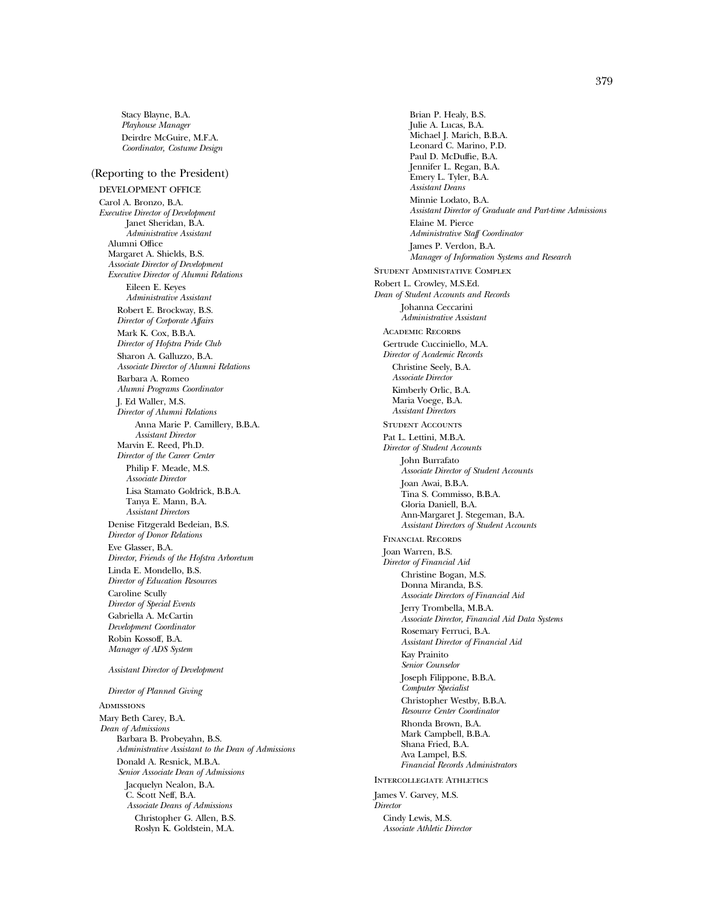Stacy Blayne, B.A.
*Playhouse Manager*

Deirdre McGuire, M.F.A.
*Coordinator, Costume Design*

## (Reporting to the President)

### DEVELOPMENT OFFICE

Carol A. Bronzo, B.A.
*Executive Director of Development*

Janet Sheridan, B.A.
*Administrative Assistant*

Alumni Office

Margaret A. Shields, B.S.
*Associate Director of Development*
*Executive Director of Alumni Relations*

Eileen E. Keyes
*Administrative Assistant*

Robert E. Brockway, B.S.
*Director of Corporate Affairs*

Mark K. Cox, B.B.A.
*Director of Hofstra Pride Club*

Sharon A. Galluzzo, B.A.
*Associate Director of Alumni Relations*

Barbara A. Romeo
*Alumni Programs Coordinator*

J. Ed Waller, M.S.
*Director of Alumni Relations*

Anna Marie P. Camillery, B.B.A.
*Assistant Director*

Marvin E. Reed, Ph.D.
*Director of the Career Center*

Philip F. Meade, M.S.
*Associate Director*

Lisa Stamato Goldrick, B.B.A.
Tanya E. Mann, B.A.
*Assistant Directors*

Denise Fitzgerald Bedeian, B.S.
*Director of Donor Relations*

Eve Glasser, B.A.
*Director, Friends of the Hofstra Arboretum*

Linda E. Mondello, B.S.
*Director of Education Resources*

Caroline Scully
*Director of Special Events*

Gabriella A. McCartin
*Development Coordinator*

Robin Kossoff, B.A.
*Manager of ADS System*

*Assistant Director of Development*

*Director of Planned Giving*

### ADMISSIONS

Mary Beth Carey, B.A.
*Dean of Admissions*

Barbara B. Probeyahn, B.S.
*Administrative Assistant to the Dean of Admissions*

Donald A. Resnick, M.B.A.
*Senior Associate Dean of Admissions*

Jacquelyn Nealon, B.A.
C. Scott Neff, B.A.
*Associate Deans of Admissions*

Christopher G. Allen, B.S.
Roslyn K. Goldstein, M.A.
Brian P. Healy, B.S.
Julie A. Lucas, B.A.
Michael J. Marich, B.B.A.
Leonard C. Marino, P.D.
Paul D. McDuffie, B.A.
Jennifer L. Regan, B.A.
Emery L. Tyler, B.A.
*Assistant Deans*

Minnie Lodato, B.A.
*Assistant Director of Graduate and Part-time Admissions*

Elaine M. Pierce
*Administrative Staff Coordinator*

James P. Verdon, B.A.
*Manager of Information Systems and Research*

### STUDENT ADMINISTATIVE COMPLEX

Robert L. Crowley, M.S.Ed.
*Dean of Student Accounts and Records*

Johanna Ceccarini
*Administrative Assistant*

#### ACADEMIC RECORDS

Gertrude Cucciniello, M.A.
*Director of Academic Records*

Christine Seely, B.A.
*Associate Director*

Kimberly Orlic, B.A.
Maria Voege, B.A.
*Assistant Directors*

#### STUDENT ACCOUNTS

Pat L. Lettini, M.B.A.
*Director of Student Accounts*

John Burrafato
*Associate Director of Student Accounts*

Joan Awai, B.B.A.
Tina S. Commisso, B.B.A.
Gloria Daniell, B.A.
Ann-Margaret J. Stegeman, B.A.
*Assistant Directors of Student Accounts*

#### FINANCIAL RECORDS

Joan Warren, B.S.
*Director of Financial Aid*

Christine Bogan, M.S.
Donna Miranda, B.S.
*Associate Directors of Financial Aid*

Jerry Trombella, M.B.A.
*Associate Director, Financial Aid Data Systems*

Rosemary Ferruci, B.A.
*Assistant Director of Financial Aid*

Kay Prainito
*Senior Counselor*

Joseph Filippone, B.B.A.
*Computer Specialist*

Christopher Westby, B.B.A.
*Resource Center Coordinator*

Rhonda Brown, B.A.
Mark Campbell, B.B.A.
Shana Fried, B.A.
Ava Lampel, B.S.
*Financial Records Administrators*

### INTERCOLLEGIATE ATHLETICS

James V. Garvey, M.S.
*Director*

Cindy Lewis, M.S.
*Associate Athletic Director*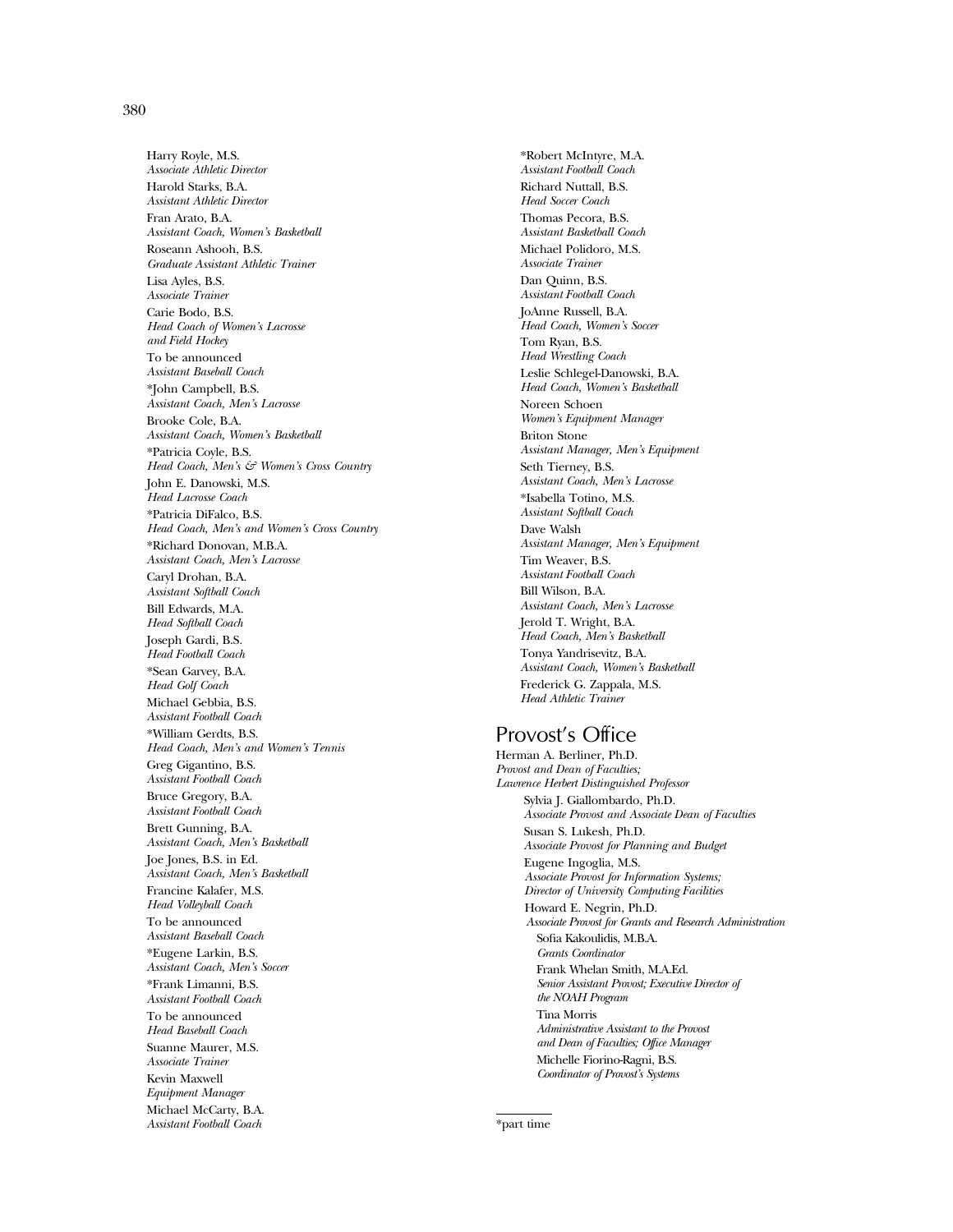Harry Royle, M.S.
*Associate Athletic Director*

Harold Starks, B.A.
*Assistant Athletic Director*

Fran Arato, B.A.
*Assistant Coach, Women's Basketball*

Roseann Ashooh, B.S.
*Graduate Assistant Athletic Trainer*

Lisa Ayles, B.S.
*Associate Trainer*

Carie Bodo, B.S.
*Head Coach of Women's Lacrosse and Field Hockey*

To be announced
*Assistant Baseball Coach*

*John Campbell, B.S.
*Assistant Coach, Men's Lacrosse*

Brooke Cole, B.A.
*Assistant Coach, Women's Basketball*

*Patricia Coyle, B.S.
*Head Coach, Men's & Women's Cross Country*

John E. Danowski, M.S.
*Head Lacrosse Coach*

*Patricia DiFalco, B.S.
*Head Coach, Men's and Women's Cross Country*

*Richard Donovan, M.B.A.
*Assistant Coach, Men's Lacrosse*

Caryl Drohan, B.A.
*Assistant Softball Coach*

Bill Edwards, M.A.
*Head Softball Coach*

Joseph Gardi, B.S.
*Head Football Coach*

*Sean Garvey, B.A.
*Head Golf Coach*

Michael Gebbia, B.S.
*Assistant Football Coach*

*William Gerdts, B.S.
*Head Coach, Men's and Women's Tennis*

Greg Gigantino, B.S.
*Assistant Football Coach*

Bruce Gregory, B.A.
*Assistant Football Coach*

Brett Gunning, B.A.
*Assistant Coach, Men's Basketball*

Joe Jones, B.S. in Ed.
*Assistant Coach, Men's Basketball*

Francine Kalafer, M.S.
*Head Volleyball Coach*

To be announced
*Assistant Baseball Coach*

*Eugene Larkin, B.S.
*Assistant Coach, Men's Soccer*

*Frank Limanni, B.S.
*Assistant Football Coach*

To be announced
*Head Baseball Coach*

Suanne Maurer, M.S.
*Associate Trainer*

Kevin Maxwell
*Equipment Manager*

Michael McCarty, B.A.
*Assistant Football Coach*

*Robert McIntyre, M.A.
*Assistant Football Coach*

Richard Nuttall, B.S.
*Head Soccer Coach*

Thomas Pecora, B.S.
*Assistant Basketball Coach*

Michael Polidoro, M.S.
*Associate Trainer*

Dan Quinn, B.S.
*Assistant Football Coach*

JoAnne Russell, B.A.
*Head Coach, Women's Soccer*

Tom Ryan, B.S.
*Head Wrestling Coach*

Leslie Schlegel-Danowski, B.A.
*Head Coach, Women's Basketball*

Noreen Schoen
*Women's Equipment Manager*

Briton Stone
*Assistant Manager, Men's Equipment*

Seth Tierney, B.S.
*Assistant Coach, Men's Lacrosse*

*Isabella Totino, M.S.
*Assistant Softball Coach*

Dave Walsh
*Assistant Manager, Men's Equipment*

Tim Weaver, B.S.
*Assistant Football Coach*

Bill Wilson, B.A.
*Assistant Coach, Men's Lacrosse*

Jerold T. Wright, B.A.
*Head Coach, Men's Basketball*

Tonya Yandrisevitz, B.A.
*Assistant Coach, Women's Basketball*

Frederick G. Zappala, M.S.
*Head Athletic Trainer*

## Provost's Office

Herman A. Berliner, Ph.D.
*Provost and Dean of Faculties; Lawrence Herbert Distinguished Professor*

Sylvia J. Giallombardo, Ph.D.
*Associate Provost and Associate Dean of Faculties*

Susan S. Lukesh, Ph.D.
*Associate Provost for Planning and Budget*

Eugene Ingoglia, M.S.
*Associate Provost for Information Systems; Director of University Computing Facilities*

Howard E. Negrin, Ph.D.
*Associate Provost for Grants and Research Administration*

Sofia Kakoulidis, M.B.A.
*Grants Coordinator*

Frank Whelan Smith, M.A.Ed.
*Senior Assistant Provost; Executive Director of the NOAH Program*

Tina Morris
*Administrative Assistant to the Provost and Dean of Faculties; Office Manager*

Michelle Fiorino-Ragni, B.S.
*Coordinator of Provost's Systems*

---

*part time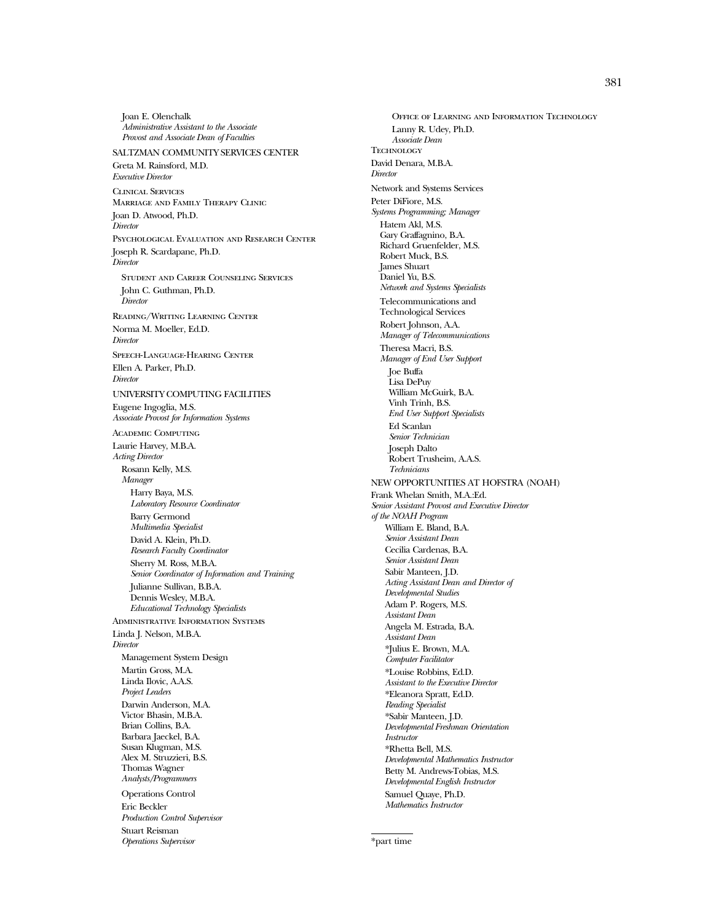Joan E. Olenchalk
*Administrative Assistant to the Associate Provost and Associate Dean of Faculties*

SALTZMAN COMMUNITY SERVICES CENTER

Greta M. Rainsford, M.D.
*Executive Director*

Clinical Services

Marriage and Family Therapy Clinic

Joan D. Atwood, Ph.D.
*Director*

Psychological Evaluation and Research Center

Joseph R. Scardapane, Ph.D.
*Director*

Student and Career Counseling Services

John C. Guthman, Ph.D.
*Director*

Reading/Writing Learning Center

Norma M. Moeller, Ed.D.
*Director*

Speech-Language-Hearing Center

Ellen A. Parker, Ph.D.
*Director*

UNIVERSITY COMPUTING FACILITIES

Eugene Ingoglia, M.S.
*Associate Provost for Information Systems*

Academic Computing

Laurie Harvey, M.B.A.
*Acting Director*

Rosann Kelly, M.S.
*Manager*

Harry Baya, M.S.
*Laboratory Resource Coordinator*

Barry Germond
*Multimedia Specialist*

David A. Klein, Ph.D.
*Research Faculty Coordinator*

Sherry M. Ross, M.B.A.
*Senior Coordinator of Information and Training*

Julianne Sullivan, B.B.A.
Dennis Wesley, M.B.A.
*Educational Technology Specialists*

Administrative Information Systems

Linda J. Nelson, M.B.A.
*Director*

Management System Design

Martin Gross, M.A.
Linda Ilovic, A.A.S.
*Project Leaders*

Darwin Anderson, M.A.
Victor Bhasin, M.B.A.
Brian Collins, B.A.
Barbara Jaeckel, B.A.
Susan Klugman, M.S.
Alex M. Struzzieri, B.S.
Thomas Wagner
*Analysts/Programmers*

Operations Control

Eric Beckler
*Production Control Supervisor*

Stuart Reisman
*Operations Supervisor*

Office of Learning and Information Technology

Lanny R. Udey, Ph.D.
*Associate Dean*

Technology

David Denara, M.B.A.
*Director*

Network and Systems Services

Peter DiFiore, M.S.
*Systems Programming; Manager*

Hatem Akl, M.S.
Gary Graffagnino, B.A.
Richard Gruenfelder, M.S.
Robert Muck, B.S.
James Shuart
Daniel Yu, B.S.
*Network and Systems Specialists*

Telecommunications and Technological Services

Robert Johnson, A.A.
*Manager of Telecommunications*

Theresa Macri, B.S.
*Manager of End User Support*

Joe Buffa
Lisa DePuy
William McGuirk, B.A.
Vinh Trinh, B.S.
*End User Support Specialists*

Ed Scanlan
*Senior Technician*

Joseph Dalto
Robert Trusheim, A.A.S.
*Technicians*

NEW OPPORTUNITIES AT HOFSTRA (NOAH)

Frank Whelan Smith, M.A.:Ed.
*Senior Assistant Provost and Executive Director of the NOAH Program*

William E. Bland, B.A.
*Senior Assistant Dean*

Cecilia Cardenas, B.A.
*Senior Assistant Dean*

Sabir Manteen, J.D.
*Acting Assistant Dean and Director of Developmental Studies*

Adam P. Rogers, M.S.
*Assistant Dean*

Angela M. Estrada, B.A.
*Assistant Dean*

*Julius E. Brown, M.A.
*Computer Facilitator*

*Louise Robbins, Ed.D.
*Assistant to the Executive Director*

*Eleanora Spratt, Ed.D.
*Reading Specialist*

*Sabir Manteen, J.D.
*Developmental Freshman Orientation Instructor*

*Rhetta Bell, M.S.
*Developmental Mathematics Instructor*

Betty M. Andrews-Tobias, M.S.
*Developmental English Instructor*

Samuel Quaye, Ph.D.
*Mathematics Instructor*

---

*part time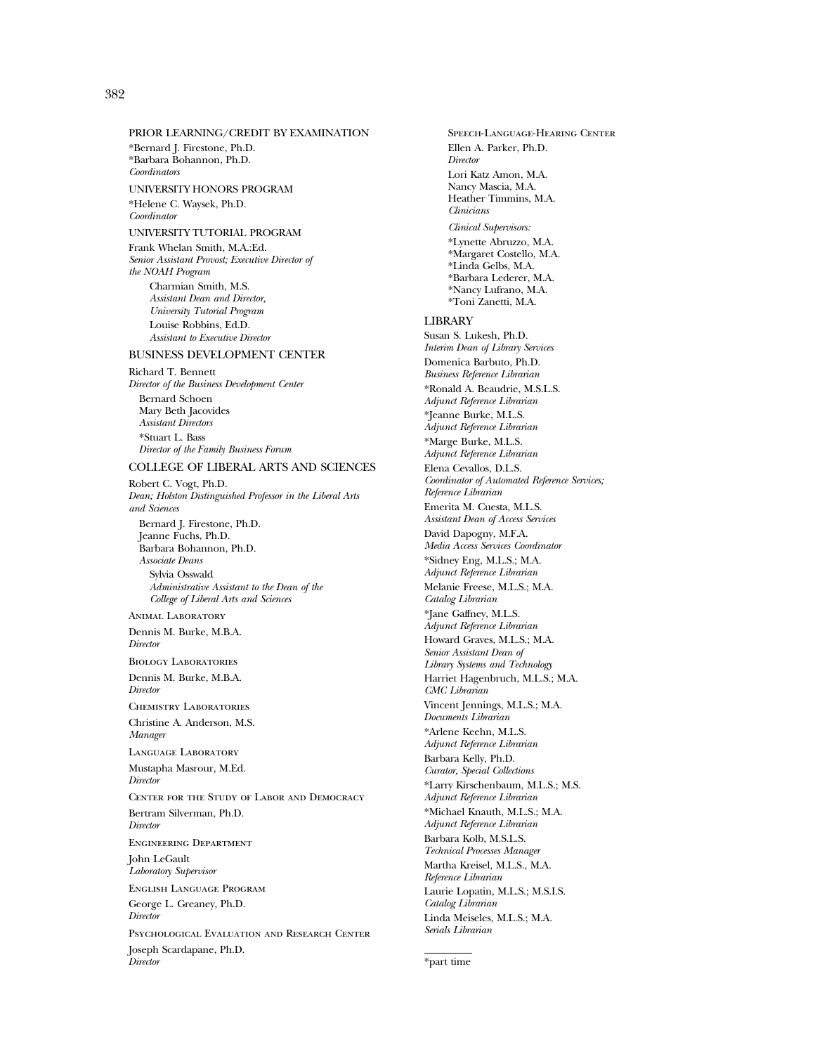## PRIOR LEARNING/CREDIT BY EXAMINATION

*Bernard J. Firestone, Ph.D.
*Barbara Bohannon, Ph.D.
*Coordinators*

## UNIVERSITY HONORS PROGRAM

*Helene C. Waysek, Ph.D.
*Coordinator*

## UNIVERSITY TUTORIAL PROGRAM

Frank Whelan Smith, M.A.:Ed.
*Senior Assistant Provost; Executive Director of the NOAH Program*

Charmian Smith, M.S.
*Assistant Dean and Director, University Tutorial Program*

Louise Robbins, Ed.D.
*Assistant to Executive Director*

## BUSINESS DEVELOPMENT CENTER

Richard T. Bennett
*Director of the Business Development Center*

Bernard Schoen
Mary Beth Jacovides
*Assistant Directors*

*Stuart L. Bass
*Director of the Family Business Forum*

## COLLEGE OF LIBERAL ARTS AND SCIENCES

Robert C. Vogt, Ph.D.
*Dean; Holston Distinguished Professor in the Liberal Arts and Sciences*

Bernard J. Firestone, Ph.D.
Jeanne Fuchs, Ph.D.
Barbara Bohannon, Ph.D.
*Associate Deans*

Sylvia Osswald
*Administrative Assistant to the Dean of the College of Liberal Arts and Sciences*

### Animal Laboratory

Dennis M. Burke, M.B.A.
*Director*

### Biology Laboratories

Dennis M. Burke, M.B.A.
*Director*

### Chemistry Laboratories

Christine A. Anderson, M.S.
*Manager*

### Language Laboratory

Mustapha Masrour, M.Ed.
*Director*

### Center for the Study of Labor and Democracy

Bertram Silverman, Ph.D.
*Director*

### Engineering Department

John LeGault
*Laboratory Supervisor*

### English Language Program

George L. Greaney, Ph.D.
*Director*

### Psychological Evaluation and Research Center

Joseph Scardapane, Ph.D.
*Director*

### Speech-Language-Hearing Center

Ellen A. Parker, Ph.D.
*Director*

Lori Katz Amon, M.A.
Nancy Mascia, M.A.
Heather Timmins, M.A.
*Clinicians*

*Clinical Supervisors:*

*Lynette Abruzzo, M.A.
*Margaret Costello, M.A.
*Linda Gelbs, M.A.
*Barbara Lederer, M.A.
*Nancy Lufrano, M.A.
*Toni Zanetti, M.A.

## LIBRARY

Susan S. Lukesh, Ph.D.
*Interim Dean of Library Services*

Domenica Barbuto, Ph.D.
*Business Reference Librarian*

*Ronald A. Beaudrie, M.S.L.S.
*Adjunct Reference Librarian*

*Jeanne Burke, M.L.S.
*Adjunct Reference Librarian*

*Marge Burke, M.L.S.
*Adjunct Reference Librarian*

Elena Cevallos, D.L.S.
*Coordinator of Automated Reference Services; Reference Librarian*

Emerita M. Cuesta, M.L.S.
*Assistant Dean of Access Services*

David Dapogny, M.F.A.
*Media Access Services Coordinator*

*Sidney Eng, M.L.S.; M.A.
*Adjunct Reference Librarian*

Melanie Freese, M.L.S.; M.A.
*Catalog Librarian*

*Jane Gaffney, M.L.S.
*Adjunct Reference Librarian*

Howard Graves, M.L.S.; M.A.
*Senior Assistant Dean of Library Systems and Technology*

Harriet Hagenbruch, M.L.S.; M.A.
*CMC Librarian*

Vincent Jennings, M.L.S.; M.A.
*Documents Librarian*

*Arlene Keehn, M.L.S.
*Adjunct Reference Librarian*

Barbara Kelly, Ph.D.
*Curator, Special Collections*

*Larry Kirschenbaum, M.L.S.; M.S.
*Adjunct Reference Librarian*

*Michael Knauth, M.L.S.; M.A.
*Adjunct Reference Librarian*

Barbara Kolb, M.S.L.S.
*Technical Processes Manager*

Martha Kreisel, M.L.S., M.A.
*Reference Librarian*

Laurie Lopatin, M.L.S.; M.S.I.S.
*Catalog Librarian*

Linda Meiseles, M.L.S.; M.A.
*Serials Librarian*

---

*part time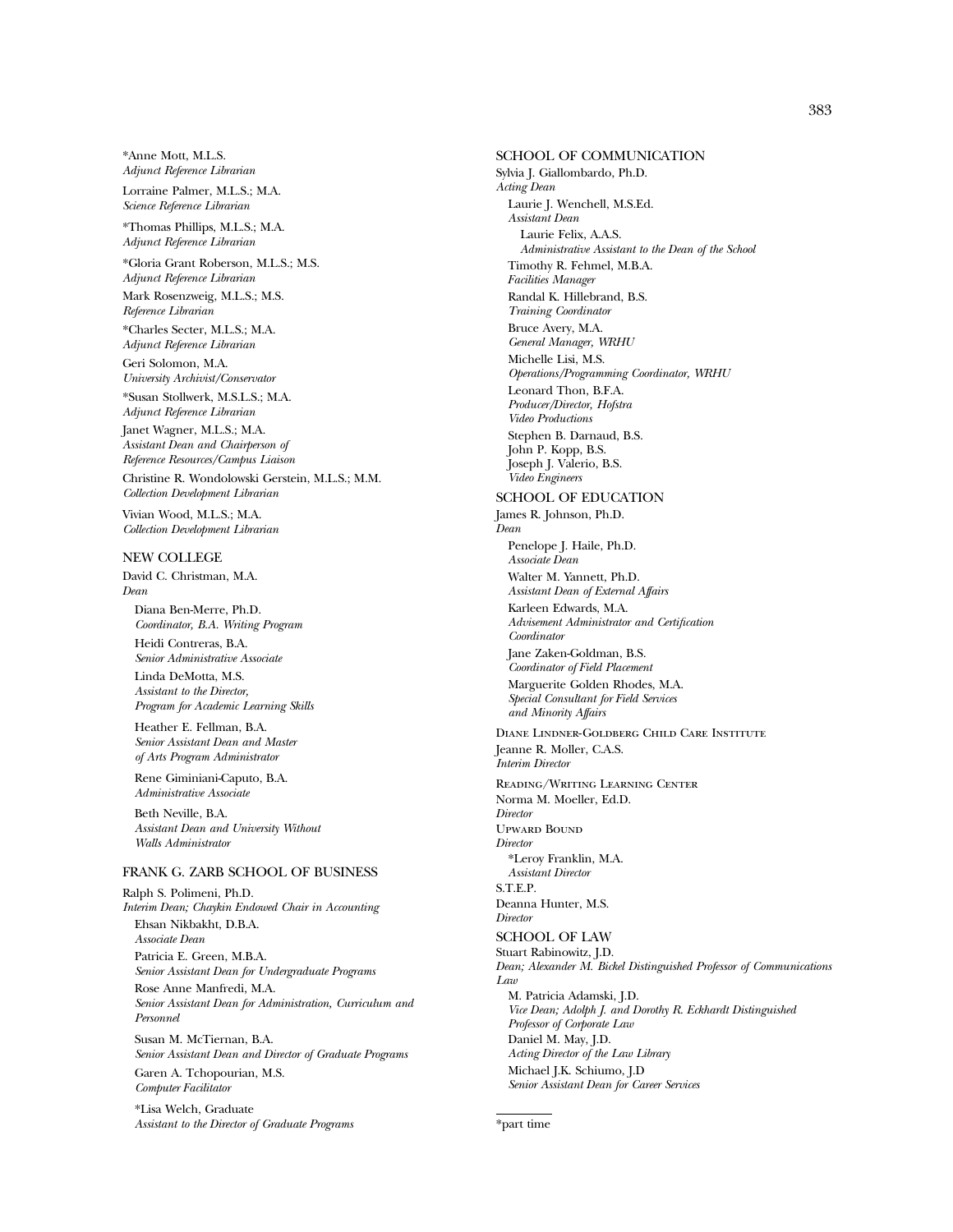*Anne Mott, M.L.S.
*Adjunct Reference Librarian*

Lorraine Palmer, M.L.S.; M.A.
*Science Reference Librarian*

*Thomas Phillips, M.L.S.; M.A.
*Adjunct Reference Librarian*

*Gloria Grant Roberson, M.L.S.; M.S.
*Adjunct Reference Librarian*

Mark Rosenzweig, M.L.S.; M.S.
*Reference Librarian*

*Charles Secter, M.L.S.; M.A.
*Adjunct Reference Librarian*

Geri Solomon, M.A.
*University Archivist/Conservator*

*Susan Stollwerk, M.S.L.S.; M.A.
*Adjunct Reference Librarian*

Janet Wagner, M.L.S.; M.A.
*Assistant Dean and Chairperson of Reference Resources/Campus Liaison*

Christine R. Wondolowski Gerstein, M.L.S.; M.M.
*Collection Development Librarian*

Vivian Wood, M.L.S.; M.A.
*Collection Development Librarian*

## NEW COLLEGE

David C. Christman, M.A.
*Dean*

Diana Ben-Merre, Ph.D.
*Coordinator, B.A. Writing Program*

Heidi Contreras, B.A.
*Senior Administrative Associate*

Linda DeMotta, M.S.
*Assistant to the Director, Program for Academic Learning Skills*

Heather E. Fellman, B.A.
*Senior Assistant Dean and Master of Arts Program Administrator*

Rene Giminiani-Caputo, B.A.
*Administrative Associate*

Beth Neville, B.A.
*Assistant Dean and University Without Walls Administrator*

## FRANK G. ZARB SCHOOL OF BUSINESS

Ralph S. Polimeni, Ph.D.
*Interim Dean; Chaykin Endowed Chair in Accounting*

Ehsan Nikbakht, D.B.A.
*Associate Dean*

Patricia E. Green, M.B.A.
*Senior Assistant Dean for Undergraduate Programs*

Rose Anne Manfredi, M.A.
*Senior Assistant Dean for Administration, Curriculum and Personnel*

Susan M. McTiernan, B.A.
*Senior Assistant Dean and Director of Graduate Programs*

Garen A. Tchopourian, M.S.
*Computer Facilitator*

*Lisa Welch, Graduate
*Assistant to the Director of Graduate Programs*

## SCHOOL OF COMMUNICATION

Sylvia J. Giallombardo, Ph.D.
*Acting Dean*

Laurie J. Wenchell, M.S.Ed.
*Assistant Dean*

Laurie Felix, A.A.S.
*Administrative Assistant to the Dean of the School*

Timothy R. Fehmel, M.B.A.
*Facilities Manager*

Randal K. Hillebrand, B.S.
*Training Coordinator*

Bruce Avery, M.A.
*General Manager, WRHU*

Michelle Lisi, M.S.
*Operations/Programming Coordinator, WRHU*

Leonard Thon, B.F.A.
*Producer/Director, Hofstra Video Productions*

Stephen B. Darnaud, B.S.
John P. Kopp, B.S.
Joseph J. Valerio, B.S.
*Video Engineers*

## SCHOOL OF EDUCATION

James R. Johnson, Ph.D.
*Dean*

Penelope J. Haile, Ph.D.
*Associate Dean*

Walter M. Yannett, Ph.D.
*Assistant Dean of External Affairs*

Karleen Edwards, M.A.
*Advisement Administrator and Certification Coordinator*

Jane Zaken-Goldman, B.S.
*Coordinator of Field Placement*

Marguerite Golden Rhodes, M.A.
*Special Consultant for Field Services and Minority Affairs*

### Diane Lindner-Goldberg Child Care Institute

Jeanne R. Moller, C.A.S.
*Interim Director*

### Reading/Writing Learning Center

Norma M. Moeller, Ed.D.
*Director*

### Upward Bound

*Director*

*Leroy Franklin, M.A.
*Assistant Director*

### S.T.E.P.

Deanna Hunter, M.S.
*Director*

## SCHOOL OF LAW

Stuart Rabinowitz, J.D.
*Dean; Alexander M. Bickel Distinguished Professor of Communications Law*

M. Patricia Adamski, J.D.
*Vice Dean; Adolph J. and Dorothy R. Eckhardt Distinguished Professor of Corporate Law*

Daniel M. May, J.D.
*Acting Director of the Law Library*

Michael J.K. Schiumo, J.D
*Senior Assistant Dean for Career Services*

*part time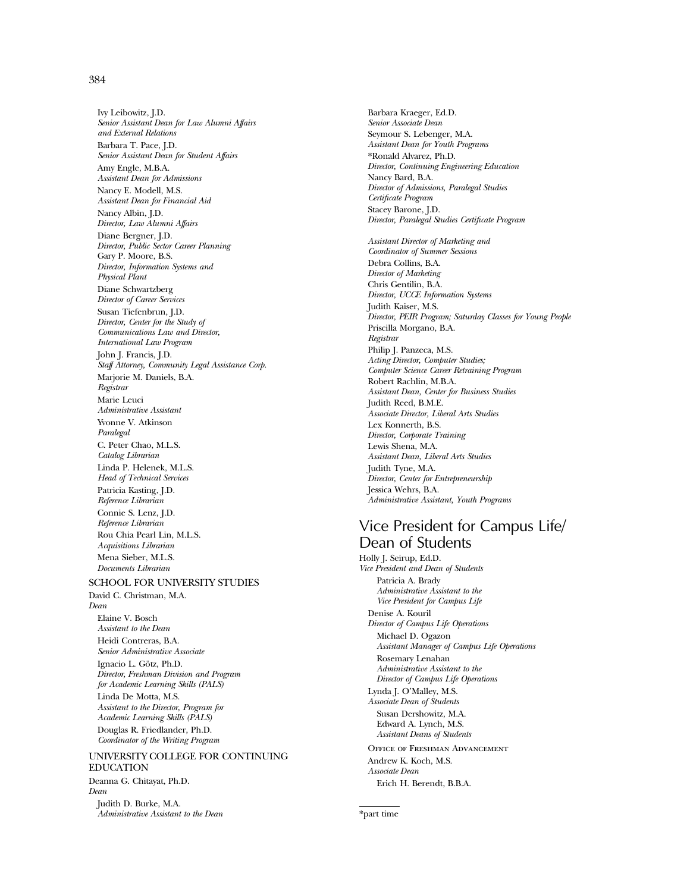Ivy Leibowitz, J.D.
*Senior Assistant Dean for Law Alumni Affairs and External Relations*

Barbara T. Pace, J.D.
*Senior Assistant Dean for Student Affairs*

Amy Engle, M.B.A.
*Assistant Dean for Admissions*

Nancy E. Modell, M.S.
*Assistant Dean for Financial Aid*

Nancy Albin, J.D.
*Director, Law Alumni Affairs*

Diane Bergner, J.D.
*Director, Public Sector Career Planning*

Gary P. Moore, B.S.
*Director, Information Systems and Physical Plant*

Diane Schwartzberg
*Director of Career Services*

Susan Tiefenbrun, J.D.
*Director, Center for the Study of Communications Law and Director, International Law Program*

John J. Francis, J.D.
*Staff Attorney, Community Legal Assistance Corp.*

Marjorie M. Daniels, B.A.
*Registrar*

Marie Leuci
*Administrative Assistant*

Yvonne V. Atkinson
*Paralegal*

C. Peter Chao, M.L.S.
*Catalog Librarian*

Linda P. Helenek, M.L.S.
*Head of Technical Services*

Patricia Kasting, J.D.
*Reference Librarian*

Connie S. Lenz, J.D.
*Reference Librarian*

Rou Chia Pearl Lin, M.L.S.
*Acquisitions Librarian*

Mena Sieber, M.L.S.
*Documents Librarian*

### SCHOOL FOR UNIVERSITY STUDIES

David C. Christman, M.A.
*Dean*

Elaine V. Bosch
*Assistant to the Dean*

Heidi Contreras, B.A.
*Senior Administrative Associate*

Ignacio L. Götz, Ph.D.
*Director, Freshman Division and Program for Academic Learning Skills (PALS)*

Linda De Motta, M.S.
*Assistant to the Director, Program for Academic Learning Skills (PALS)*

Douglas R. Friedlander, Ph.D.
*Coordinator of the Writing Program*

### UNIVERSITY COLLEGE FOR CONTINUING EDUCATION

Deanna G. Chitayat, Ph.D.
*Dean*

Judith D. Burke, M.A.
*Administrative Assistant to the Dean*

Barbara Kraeger, Ed.D.
*Senior Associate Dean*

Seymour S. Lebenger, M.A.
*Assistant Dean for Youth Programs*

*Ronald Alvarez, Ph.D.
*Director, Continuing Engineering Education*

Nancy Bard, B.A.
*Director of Admissions, Paralegal Studies Certificate Program*

Stacey Barone, J.D.
*Director, Paralegal Studies Certificate Program*

*Assistant Director of Marketing and Coordinator of Summer Sessions*

Debra Collins, B.A.
*Director of Marketing*

Chris Gentilin, B.A.
*Director, UCCE Information Systems*

Judith Kaiser, M.S.
*Director, PEIR Program; Saturday Classes for Young People*

Priscilla Morgano, B.A.
*Registrar*

Philip J. Panzeca, M.S.
*Acting Director, Computer Studies; Computer Science Career Retraining Program*

Robert Rachlin, M.B.A.
*Assistant Dean, Center for Business Studies*

Judith Reed, B.M.E.
*Associate Director, Liberal Arts Studies*

Lex Konnerth, B.S.
*Director, Corporate Training*

Lewis Shena, M.A.
*Assistant Dean, Liberal Arts Studies*

Judith Tyne, M.A.
*Director, Center for Entrepreneurship*

Jessica Wehrs, B.A.
*Administrative Assistant, Youth Programs*

## Vice President for Campus Life/ Dean of Students

Holly J. Seirup, Ed.D.
*Vice President and Dean of Students*

Patricia A. Brady
*Administrative Assistant to the Vice President for Campus Life*

Denise A. Kouril
*Director of Campus Life Operations*

Michael D. Ogazon
*Assistant Manager of Campus Life Operations*

Rosemary Lenahan
*Administrative Assistant to the Director of Campus Life Operations*

Lynda J. O'Malley, M.S.
*Associate Dean of Students*

Susan Dershowitz, M.A.
Edward A. Lynch, M.S.
*Assistant Deans of Students*

OFFICE OF FRESHMAN ADVANCEMENT

Andrew K. Koch, M.S.
*Associate Dean*

Erich H. Berendt, B.B.A.

*part time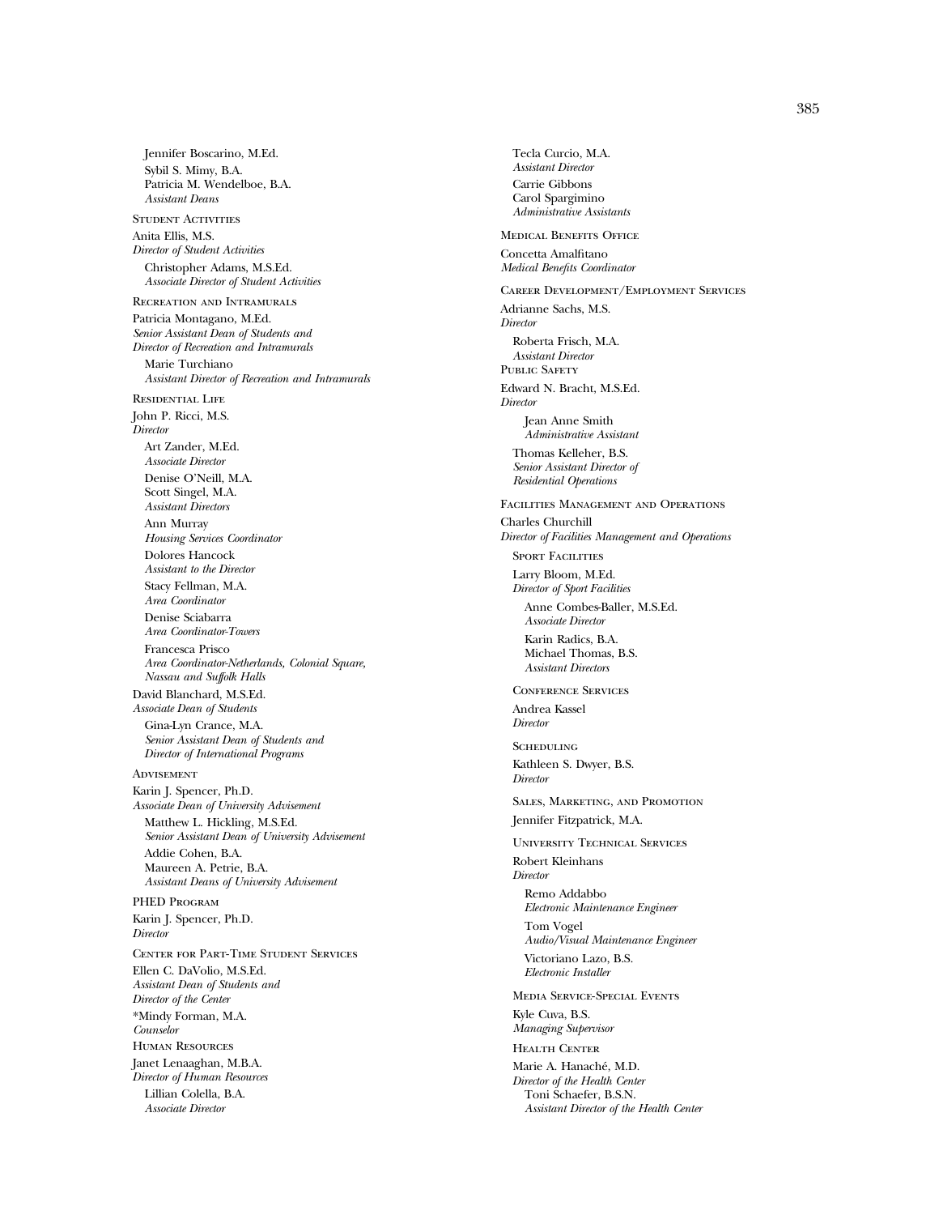Jennifer Boscarino, M.Ed.
Sybil S. Mimy, B.A.
Patricia M. Wendelboe, B.A.
*Assistant Deans*

### Student Activities

Anita Ellis, M.S.
*Director of Student Activities*

Christopher Adams, M.S.Ed.
*Associate Director of Student Activities*

### Recreation and Intramurals

Patricia Montagano, M.Ed.
*Senior Assistant Dean of Students and Director of Recreation and Intramurals*

Marie Turchiano
*Assistant Director of Recreation and Intramurals*

### Residential Life

John P. Ricci, M.S.
*Director*

Art Zander, M.Ed.
*Associate Director*

Denise O'Neill, M.A.
Scott Singel, M.A.
*Assistant Directors*

Ann Murray
*Housing Services Coordinator*

Dolores Hancock
*Assistant to the Director*

Stacy Fellman, M.A.
*Area Coordinator*

Denise Sciabarra
*Area Coordinator-Towers*

Francesca Prisco
*Area Coordinator-Netherlands, Colonial Square, Nassau and Suffolk Halls*

David Blanchard, M.S.Ed.
*Associate Dean of Students*

Gina-Lyn Crance, M.A.
*Senior Assistant Dean of Students and Director of International Programs*

### Advisement

Karin J. Spencer, Ph.D.
*Associate Dean of University Advisement*

Matthew L. Hickling, M.S.Ed.
*Senior Assistant Dean of University Advisement*

Addie Cohen, B.A.
Maureen A. Petrie, B.A.
*Assistant Deans of University Advisement*

### PHED Program

Karin J. Spencer, Ph.D.
*Director*

### Center for Part-Time Student Services

Ellen C. DaVolio, M.S.Ed.
*Assistant Dean of Students and Director of the Center*

*Mindy Forman, M.A.
*Counselor*

### Human Resources

Janet Lenaaghan, M.B.A.
*Director of Human Resources*

Lillian Colella, B.A.
*Associate Director*

Tecla Curcio, M.A.
*Assistant Director*

Carrie Gibbons
Carol Spargimino
*Administrative Assistants*

### Medical Benefits Office

Concetta Amalfitano
*Medical Benefits Coordinator*

### Career Development/Employment Services

Adrianne Sachs, M.S.
*Director*

Roberta Frisch, M.A.
*Assistant Director*

### Public Safety

Edward N. Bracht, M.S.Ed.
*Director*

Jean Anne Smith
*Administrative Assistant*

Thomas Kelleher, B.S.
*Senior Assistant Director of Residential Operations*

### Facilities Management and Operations

Charles Churchill
*Director of Facilities Management and Operations*

#### Sport Facilities

Larry Bloom, M.Ed.
*Director of Sport Facilities*

Anne Combes-Baller, M.S.Ed.
*Associate Director*

Karin Radics, B.A.
Michael Thomas, B.S.
*Assistant Directors*

#### Conference Services

Andrea Kassel
*Director*

#### Scheduling

Kathleen S. Dwyer, B.S.
*Director*

#### Sales, Marketing, and Promotion

Jennifer Fitzpatrick, M.A.

#### University Technical Services

Robert Kleinhans
*Director*

Remo Addabbo
*Electronic Maintenance Engineer*

Tom Vogel
*Audio/Visual Maintenance Engineer*

Victoriano Lazo, B.S.
*Electronic Installer*

#### Media Service-Special Events

Kyle Cuva, B.S.
*Managing Supervisor*

### Health Center

Marie A. Hanaché, M.D.
*Director of the Health Center*

Toni Schaefer, B.S.N.
*Assistant Director of the Health Center*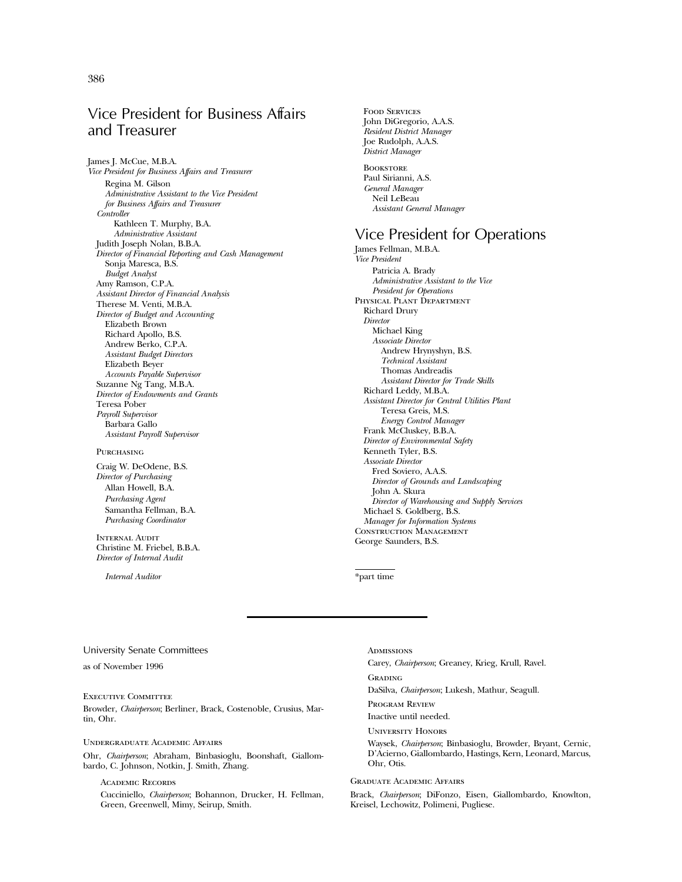## Vice President for Business Affairs and Treasurer

James J. McCue, M.B.A.
*Vice President for Business Affairs and Treasurer*

Regina M. Gilson
*Administrative Assistant to the Vice President for Business Affairs and Treasurer*

*Controller*

Kathleen T. Murphy, B.A.
*Administrative Assistant*

Judith Joseph Nolan, B.B.A.
*Director of Financial Reporting and Cash Management*

Sonja Maresca, B.S.
*Budget Analyst*

Amy Ramson, C.P.A.
*Assistant Director of Financial Analysis*

Therese M. Venti, M.B.A.
*Director of Budget and Accounting*

Elizabeth Brown
Richard Apollo, B.S.
Andrew Berko, C.P.A.
*Assistant Budget Directors*

Elizabeth Beyer
*Accounts Payable Supervisor*

Suzanne Ng Tang, M.B.A.
*Director of Endowments and Grants*

Teresa Pober
*Payroll Supervisor*

Barbara Gallo
*Assistant Payroll Supervisor*

PURCHASING

Craig W. DeOdene, B.S.
*Director of Purchasing*

Allan Howell, B.A.
*Purchasing Agent*

Samantha Fellman, B.A.
*Purchasing Coordinator*

INTERNAL AUDIT

Christine M. Friebel, B.B.A.
*Director of Internal Audit*

*Internal Auditor*

FOOD SERVICES

John DiGregorio, A.A.S.
*Resident District Manager*

Joe Rudolph, A.A.S.
*District Manager*

BOOKSTORE

Paul Sirianni, A.S.
*General Manager*

Neil LeBeau
*Assistant General Manager*

## Vice President for Operations

James Fellman, M.B.A.
*Vice President*

Patricia A. Brady
*Administrative Assistant to the Vice President for Operations*

PHYSICAL PLANT DEPARTMENT

Richard Drury
*Director*

Michael King
*Associate Director*

Andrew Hrynyshyn, B.S.
*Technical Assistant*

Thomas Andreadis
*Assistant Director for Trade Skills*

Richard Leddy, M.B.A.
*Assistant Director for Central Utilities Plant*

Teresa Greis, M.S.
*Energy Control Manager*

Frank McCluskey, B.B.A.
*Director of Environmental Safety*

Kenneth Tyler, B.S.
*Associate Director*

Fred Soviero, A.A.S.
*Director of Grounds and Landscaping*

John A. Skura
*Director of Warehousing and Supply Services*

Michael S. Goldberg, B.S.
*Manager for Information Systems*

CONSTRUCTION MANAGEMENT

George Saunders, B.S.

*part time

---

University Senate Committees

as of November 1996

EXECUTIVE COMMITTEE

Browder, *Chairperson*; Berliner, Brack, Costenoble, Crusius, Martin, Ohr.

UNDERGRADUATE ACADEMIC AFFAIRS

Ohr, *Chairperson*; Abraham, Binbasioglu, Boonshaft, Giallombardo, C. Johnson, Notkin, J. Smith, Zhang.

ACADEMIC RECORDS

Cucciniello, *Chairperson*; Bohannon, Drucker, H. Fellman, Green, Greenwell, Mimy, Seirup, Smith.

ADMISSIONS

Carey, *Chairperson*; Greaney, Krieg, Krull, Ravel.

GRADING

DaSilva, *Chairperson*; Lukesh, Mathur, Seagull.

PROGRAM REVIEW

Inactive until needed.

UNIVERSITY HONORS

Waysek, *Chairperson*; Binbasioglu, Browder, Bryant, Cernic, D'Acierno, Giallombardo, Hastings, Kern, Leonard, Marcus, Ohr, Otis.

GRADUATE ACADEMIC AFFAIRS

Brack, *Chairperson*; DiFonzo, Eisen, Giallombardo, Knowlton, Kreisel, Lechowitz, Polimeni, Pugliese.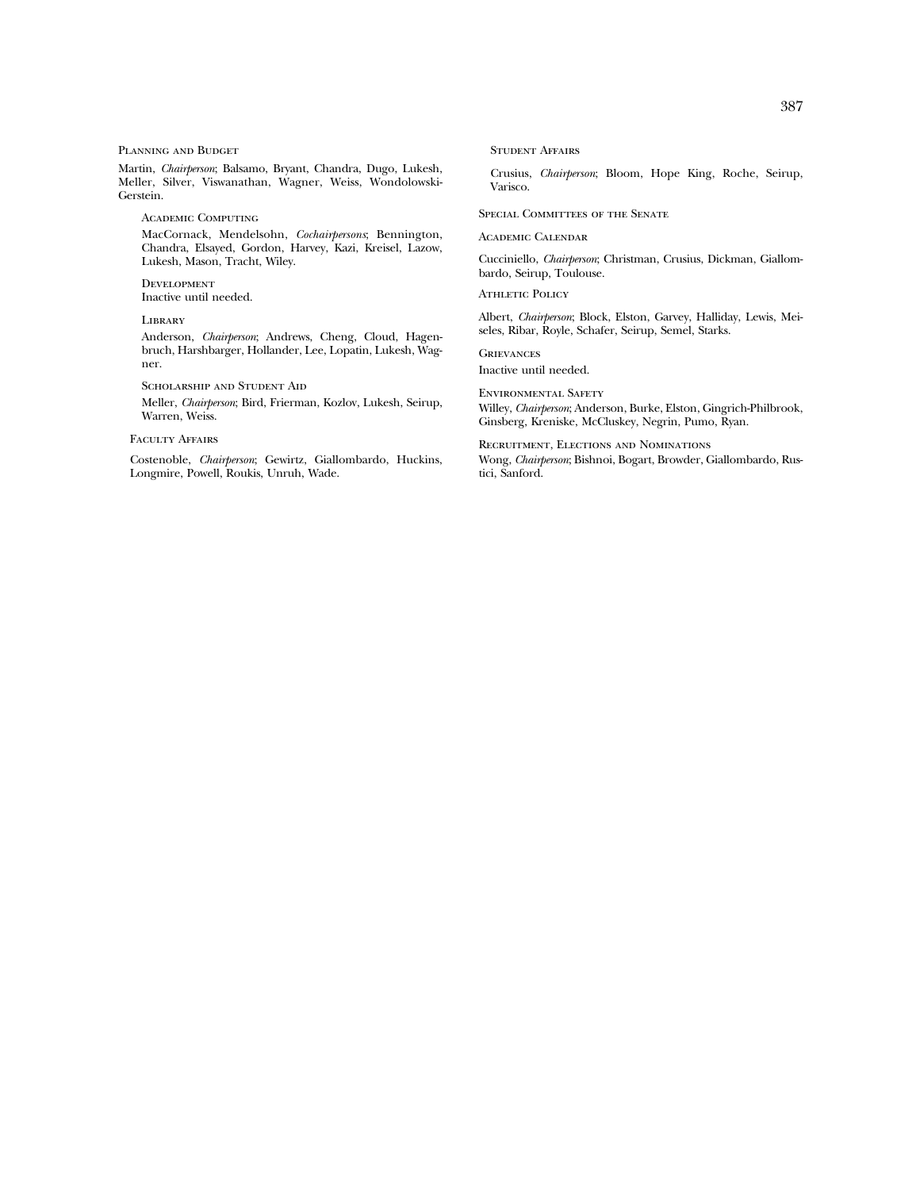### Planning and Budget

Martin, *Chairperson*; Balsamo, Bryant, Chandra, Dugo, Lukesh, Meller, Silver, Viswanathan, Wagner, Weiss, Wondolowski-Gerstein.

#### Academic Computing

MacCornack, Mendelsohn, *Cochairpersons*; Bennington, Chandra, Elsayed, Gordon, Harvey, Kazi, Kreisel, Lazow, Lukesh, Mason, Tracht, Wiley.

#### Development

Inactive until needed.

#### Library

Anderson, *Chairperson*; Andrews, Cheng, Cloud, Hagenbruch, Harshbarger, Hollander, Lee, Lopatin, Lukesh, Wagner.

#### Scholarship and Student Aid

Meller, *Chairperson*; Bird, Frierman, Kozlov, Lukesh, Seirup, Warren, Weiss.

### Faculty Affairs

Costenoble, *Chairperson*; Gewirtz, Giallombardo, Huckins, Longmire, Powell, Roukis, Unruh, Wade.

#### Student Affairs

Crusius, *Chairperson*; Bloom, Hope King, Roche, Seirup, Varisco.

## Special Committees of the Senate

### Academic Calendar

Cucciniello, *Chairperson*; Christman, Crusius, Dickman, Giallombardo, Seirup, Toulouse.

### Athletic Policy

Albert, *Chairperson*; Block, Elston, Garvey, Halliday, Lewis, Meiseles, Ribar, Royle, Schafer, Seirup, Semel, Starks.

### Grievances

Inactive until needed.

### Environmental Safety

Willey, *Chairperson*; Anderson, Burke, Elston, Gingrich-Philbrook, Ginsberg, Kreniske, McCluskey, Negrin, Pumo, Ryan.

### Recruitment, Elections and Nominations

Wong, *Chairperson*; Bishnoi, Bogart, Browder, Giallombardo, Rustici, Sanford.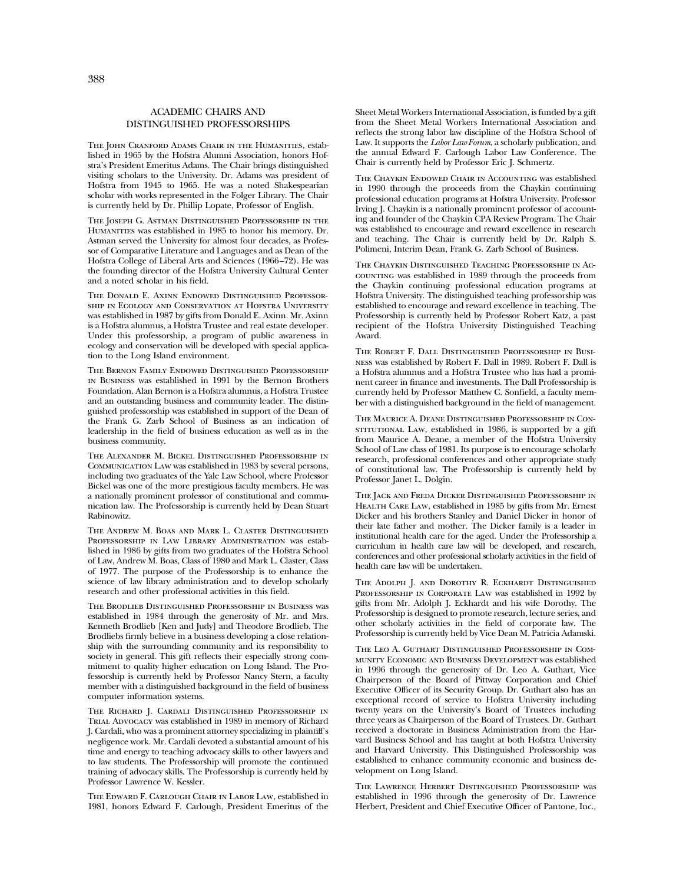## ACADEMIC CHAIRS AND DISTINGUISHED PROFESSORSHIPS

The John Cranford Adams Chair in the Humanities, established in 1965 by the Hofstra Alumni Association, honors Hofstra's President Emeritus Adams. The Chair brings distinguished visiting scholars to the University. Dr. Adams was president of Hofstra from 1945 to 1965. He was a noted Shakespearian scholar with works represented in the Folger Library. The Chair is currently held by Dr. Phillip Lopate, Professor of English.

The Joseph G. Astman Distinguished Professorship in the Humanities was established in 1985 to honor his memory. Dr. Astman served the University for almost four decades, as Professor of Comparative Literature and Languages and as Dean of the Hofstra College of Liberal Arts and Sciences (1966–72). He was the founding director of the Hofstra University Cultural Center and a noted scholar in his field.

The Donald E. Axinn Endowed Distinguished Professorship in Ecology and Conservation at Hofstra University was established in 1987 by gifts from Donald E. Axinn. Mr. Axinn is a Hofstra alumnus, a Hofstra Trustee and real estate developer. Under this professorship, a program of public awareness in ecology and conservation will be developed with special application to the Long Island environment.

The Bernon Family Endowed Distinguished Professorship in Business was established in 1991 by the Bernon Brothers Foundation. Alan Bernon is a Hofstra alumnus, a Hofstra Trustee and an outstanding business and community leader. The distinguished professorship was established in support of the Dean of the Frank G. Zarb School of Business as an indication of leadership in the field of business education as well as in the business community.

The Alexander M. Bickel Distinguished Professorship in Communication Law was established in 1983 by several persons, including two graduates of the Yale Law School, where Professor Bickel was one of the more prestigious faculty members. He was a nationally prominent professor of constitutional and communication law. The Professorship is currently held by Dean Stuart Rabinowitz.

The Andrew M. Boas and Mark L. Claster Distinguished Professorship in Law Library Administration was established in 1986 by gifts from two graduates of the Hofstra School of Law, Andrew M. Boas, Class of 1980 and Mark L. Claster, Class of 1977. The purpose of the Professorship is to enhance the science of law library administration and to develop scholarly research and other professional activities in this field.

The Brodlieb Distinguished Professorship in Business was established in 1984 through the generosity of Mr. and Mrs. Kenneth Brodlieb [Ken and Judy] and Theodore Brodlieb. The Brodliebs firmly believe in a business developing a close relationship with the surrounding community and its responsibility to society in general. This gift reflects their especially strong commitment to quality higher education on Long Island. The Professorship is currently held by Professor Nancy Stern, a faculty member with a distinguished background in the field of business computer information systems.

The Richard J. Cardali Distinguished Professorship in Trial Advocacy was established in 1989 in memory of Richard J. Cardali, who was a prominent attorney specializing in plaintiff's negligence work. Mr. Cardali devoted a substantial amount of his time and energy to teaching advocacy skills to other lawyers and to law students. The Professorship will promote the continued training of advocacy skills. The Professorship is currently held by Professor Lawrence W. Kessler.

The Edward F. Carlough Chair in Labor Law, established in 1981, honors Edward F. Carlough, President Emeritus of the Sheet Metal Workers International Association, is funded by a gift from the Sheet Metal Workers International Association and reflects the strong labor law discipline of the Hofstra School of Law. It supports the *Labor Law Forum*, a scholarly publication, and the annual Edward F. Carlough Labor Law Conference. The Chair is currently held by Professor Eric J. Schmertz.

The Chaykin Endowed Chair in Accounting was established in 1990 through the proceeds from the Chaykin continuing professional education programs at Hofstra University. Professor Irving J. Chaykin is a nationally prominent professor of accounting and founder of the Chaykin CPA Review Program. The Chair was established to encourage and reward excellence in research and teaching. The Chair is currently held by Dr. Ralph S. Polimeni, Interim Dean, Frank G. Zarb School of Business.

The Chaykin Distinguished Teaching Professorship in Accounting was established in 1989 through the proceeds from the Chaykin continuing professional education programs at Hofstra University. The distinguished teaching professorship was established to encourage and reward excellence in teaching. The Professorship is currently held by Professor Robert Katz, a past recipient of the Hofstra University Distinguished Teaching Award.

The Robert F. Dall Distinguished Professorship in Business was established by Robert F. Dall in 1989. Robert F. Dall is a Hofstra alumnus and a Hofstra Trustee who has had a prominent career in finance and investments. The Dall Professorship is currently held by Professor Matthew C. Sonfield, a faculty member with a distinguished background in the field of management.

The Maurice A. Deane Distinguished Professorship in Constitutional Law, established in 1986, is supported by a gift from Maurice A. Deane, a member of the Hofstra University School of Law class of 1981. Its purpose is to encourage scholarly research, professional conferences and other appropriate study of constitutional law. The Professorship is currently held by Professor Janet L. Dolgin.

The Jack and Freda Dicker Distinguished Professorship in Health Care Law, established in 1985 by gifts from Mr. Ernest Dicker and his brothers Stanley and Daniel Dicker in honor of their late father and mother. The Dicker family is a leader in institutional health care for the aged. Under the Professorship a curriculum in health care law will be developed, and research, conferences and other professional scholarly activities in the field of health care law will be undertaken.

The Adolph J. and Dorothy R. Eckhardt Distinguished Professorship in Corporate Law was established in 1992 by gifts from Mr. Adolph J. Eckhardt and his wife Dorothy. The Professorship is designed to promote research, lecture series, and other scholarly activities in the field of corporate law. The Professorship is currently held by Vice Dean M. Patricia Adamski.

The Leo A. Guthart Distinguished Professorship in Community Economic and Business Development was established in 1996 through the generosity of Dr. Leo A. Guthart, Vice Chairperson of the Board of Pittway Corporation and Chief Executive Officer of its Security Group. Dr. Guthart also has an exceptional record of service to Hofstra University including twenty years on the University's Board of Trustees including three years as Chairperson of the Board of Trustees. Dr. Guthart received a doctorate in Business Administration from the Harvard Business School and has taught at both Hofstra University and Harvard University. This Distinguished Professorship was established to enhance community economic and business development on Long Island.

The Lawrence Herbert Distinguished Professorship was established in 1996 through the generosity of Dr. Lawrence Herbert, President and Chief Executive Officer of Pantone, Inc.,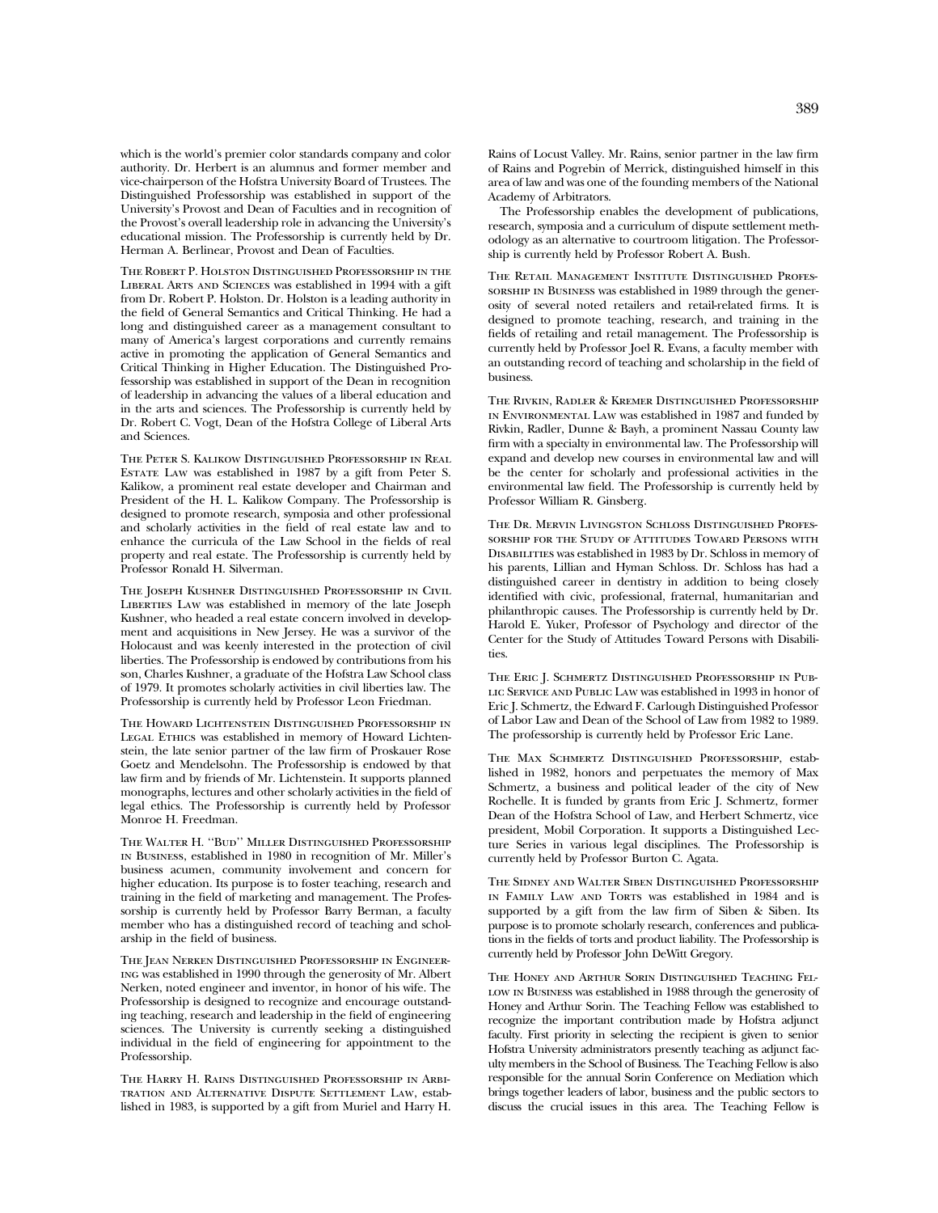which is the world's premier color standards company and color authority. Dr. Herbert is an alumnus and former member and vice-chairperson of the Hofstra University Board of Trustees. The Distinguished Professorship was established in support of the University's Provost and Dean of Faculties and in recognition of the Provost's overall leadership role in advancing the University's educational mission. The Professorship is currently held by Dr. Herman A. Berlinear, Provost and Dean of Faculties.

The Robert P. Holston Distinguished Professorship in the Liberal Arts and Sciences was established in 1994 with a gift from Dr. Robert P. Holston. Dr. Holston is a leading authority in the field of General Semantics and Critical Thinking. He had a long and distinguished career as a management consultant to many of America's largest corporations and currently remains active in promoting the application of General Semantics and Critical Thinking in Higher Education. The Distinguished Professorship was established in support of the Dean in recognition of leadership in advancing the values of a liberal education and in the arts and sciences. The Professorship is currently held by Dr. Robert C. Vogt, Dean of the Hofstra College of Liberal Arts and Sciences.

The Peter S. Kalikow Distinguished Professorship in Real Estate Law was established in 1987 by a gift from Peter S. Kalikow, a prominent real estate developer and Chairman and President of the H. L. Kalikow Company. The Professorship is designed to promote research, symposia and other professional and scholarly activities in the field of real estate law and to enhance the curricula of the Law School in the fields of real property and real estate. The Professorship is currently held by Professor Ronald H. Silverman.

The Joseph Kushner Distinguished Professorship in Civil Liberties Law was established in memory of the late Joseph Kushner, who headed a real estate concern involved in development and acquisitions in New Jersey. He was a survivor of the Holocaust and was keenly interested in the protection of civil liberties. The Professorship is endowed by contributions from his son, Charles Kushner, a graduate of the Hofstra Law School class of 1979. It promotes scholarly activities in civil liberties law. The Professorship is currently held by Professor Leon Friedman.

The Howard Lichtenstein Distinguished Professorship in Legal Ethics was established in memory of Howard Lichtenstein, the late senior partner of the law firm of Proskauer Rose Goetz and Mendelsohn. The Professorship is endowed by that law firm and by friends of Mr. Lichtenstein. It supports planned monographs, lectures and other scholarly activities in the field of legal ethics. The Professorship is currently held by Professor Monroe H. Freedman.

The Walter H. ''Bud'' Miller Distinguished Professorship in Business, established in 1980 in recognition of Mr. Miller's business acumen, community involvement and concern for higher education. Its purpose is to foster teaching, research and training in the field of marketing and management. The Professorship is currently held by Professor Barry Berman, a faculty member who has a distinguished record of teaching and scholarship in the field of business.

The Jean Nerken Distinguished Professorship in Engineering was established in 1990 through the generosity of Mr. Albert Nerken, noted engineer and inventor, in honor of his wife. The Professorship is designed to recognize and encourage outstanding teaching, research and leadership in the field of engineering sciences. The University is currently seeking a distinguished individual in the field of engineering for appointment to the Professorship.

The Harry H. Rains Distinguished Professorship in Arbitration and Alternative Dispute Settlement Law, established in 1983, is supported by a gift from Muriel and Harry H. Rains of Locust Valley. Mr. Rains, senior partner in the law firm of Rains and Pogrebin of Merrick, distinguished himself in this area of law and was one of the founding members of the National Academy of Arbitrators.

The Professorship enables the development of publications, research, symposia and a curriculum of dispute settlement methodology as an alternative to courtroom litigation. The Professorship is currently held by Professor Robert A. Bush.

The Retail Management Institute Distinguished Professorship in Business was established in 1989 through the generosity of several noted retailers and retail-related firms. It is designed to promote teaching, research, and training in the fields of retailing and retail management. The Professorship is currently held by Professor Joel R. Evans, a faculty member with an outstanding record of teaching and scholarship in the field of business.

The Rivkin, Radler & Kremer Distinguished Professorship in Environmental Law was established in 1987 and funded by Rivkin, Radler, Dunne & Bayh, a prominent Nassau County law firm with a specialty in environmental law. The Professorship will expand and develop new courses in environmental law and will be the center for scholarly and professional activities in the environmental law field. The Professorship is currently held by Professor William R. Ginsberg.

The Dr. Mervin Livingston Schloss Distinguished Professorship for the Study of Attitudes Toward Persons with Disabilities was established in 1983 by Dr. Schloss in memory of his parents, Lillian and Hyman Schloss. Dr. Schloss has had a distinguished career in dentistry in addition to being closely identified with civic, professional, fraternal, humanitarian and philanthropic causes. The Professorship is currently held by Dr. Harold E. Yuker, Professor of Psychology and director of the Center for the Study of Attitudes Toward Persons with Disabilities.

The Eric J. Schmertz Distinguished Professorship in Public Service and Public Law was established in 1993 in honor of Eric J. Schmertz, the Edward F. Carlough Distinguished Professor of Labor Law and Dean of the School of Law from 1982 to 1989. The professorship is currently held by Professor Eric Lane.

The Max Schmertz Distinguished Professorship, established in 1982, honors and perpetuates the memory of Max Schmertz, a business and political leader of the city of New Rochelle. It is funded by grants from Eric J. Schmertz, former Dean of the Hofstra School of Law, and Herbert Schmertz, vice president, Mobil Corporation. It supports a Distinguished Lecture Series in various legal disciplines. The Professorship is currently held by Professor Burton C. Agata.

The Sidney and Walter Siben Distinguished Professorship in Family Law and Torts was established in 1984 and is supported by a gift from the law firm of Siben & Siben. Its purpose is to promote scholarly research, conferences and publications in the fields of torts and product liability. The Professorship is currently held by Professor John DeWitt Gregory.

The Honey and Arthur Sorin Distinguished Teaching Fellow in Business was established in 1988 through the generosity of Honey and Arthur Sorin. The Teaching Fellow was established to recognize the important contribution made by Hofstra adjunct faculty. First priority in selecting the recipient is given to senior Hofstra University administrators presently teaching as adjunct faculty members in the School of Business. The Teaching Fellow is also responsible for the annual Sorin Conference on Mediation which brings together leaders of labor, business and the public sectors to discuss the crucial issues in this area. The Teaching Fellow is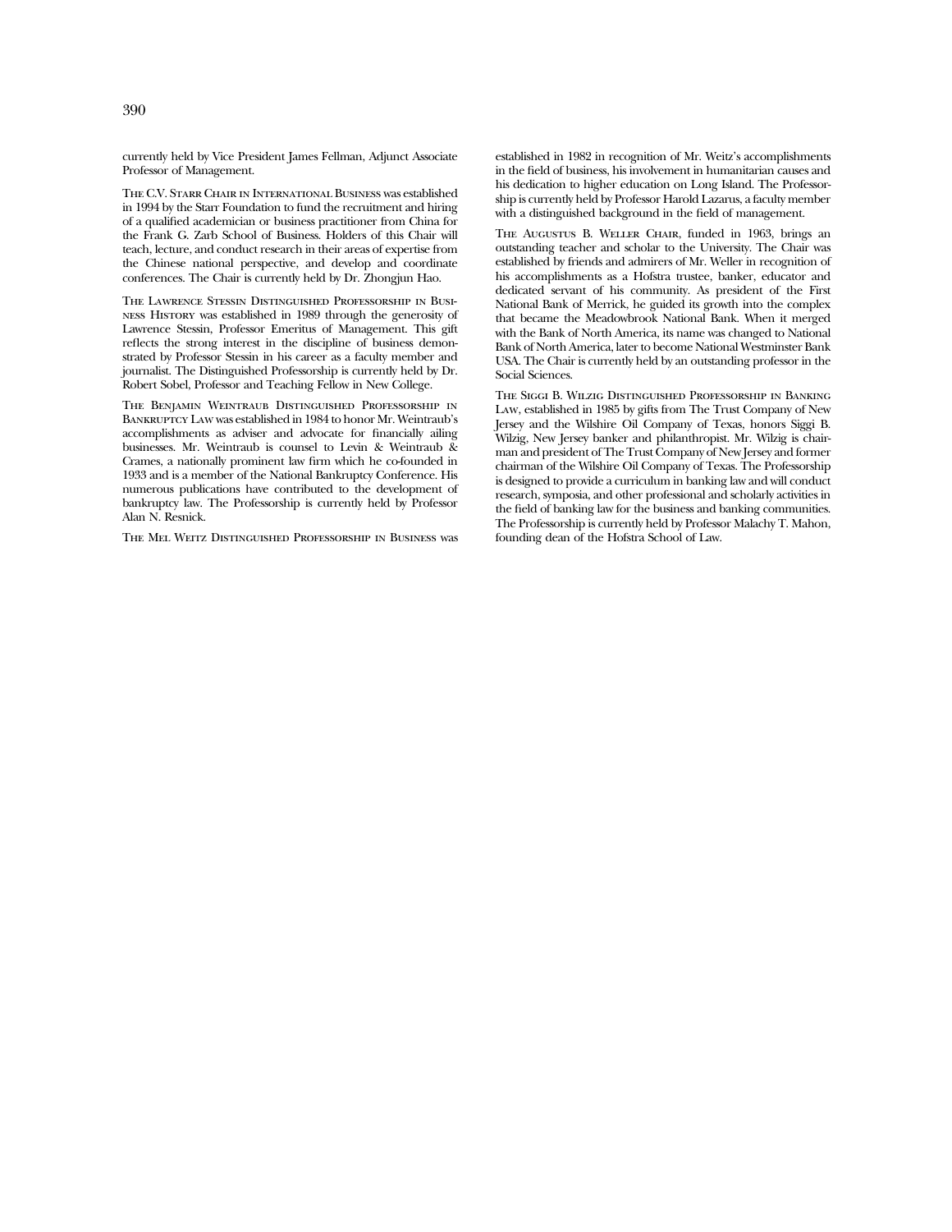currently held by Vice President James Fellman, Adjunct Associate Professor of Management.

The C.V. Starr Chair in International Business was established in 1994 by the Starr Foundation to fund the recruitment and hiring of a qualified academician or business practitioner from China for the Frank G. Zarb School of Business. Holders of this Chair will teach, lecture, and conduct research in their areas of expertise from the Chinese national perspective, and develop and coordinate conferences. The Chair is currently held by Dr. Zhongjun Hao.

The Lawrence Stessin Distinguished Professorship in Business History was established in 1989 through the generosity of Lawrence Stessin, Professor Emeritus of Management. This gift reflects the strong interest in the discipline of business demonstrated by Professor Stessin in his career as a faculty member and journalist. The Distinguished Professorship is currently held by Dr. Robert Sobel, Professor and Teaching Fellow in New College.

The Benjamin Weintraub Distinguished Professorship in Bankruptcy Law was established in 1984 to honor Mr. Weintraub's accomplishments as adviser and advocate for financially ailing businesses. Mr. Weintraub is counsel to Levin & Weintraub & Crames, a nationally prominent law firm which he co-founded in 1933 and is a member of the National Bankruptcy Conference. His numerous publications have contributed to the development of bankruptcy law. The Professorship is currently held by Professor Alan N. Resnick.

The Mel Weitz Distinguished Professorship in Business was established in 1982 in recognition of Mr. Weitz's accomplishments in the field of business, his involvement in humanitarian causes and his dedication to higher education on Long Island. The Professorship is currently held by Professor Harold Lazarus, a faculty member with a distinguished background in the field of management.

The Augustus B. Weller Chair, funded in 1963, brings an outstanding teacher and scholar to the University. The Chair was established by friends and admirers of Mr. Weller in recognition of his accomplishments as a Hofstra trustee, banker, educator and dedicated servant of his community. As president of the First National Bank of Merrick, he guided its growth into the complex that became the Meadowbrook National Bank. When it merged with the Bank of North America, its name was changed to National Bank of North America, later to become National Westminster Bank USA. The Chair is currently held by an outstanding professor in the Social Sciences.

The Siggi B. Wilzig Distinguished Professorship in Banking Law, established in 1985 by gifts from The Trust Company of New Jersey and the Wilshire Oil Company of Texas, honors Siggi B. Wilzig, New Jersey banker and philanthropist. Mr. Wilzig is chairman and president of The Trust Company of New Jersey and former chairman of the Wilshire Oil Company of Texas. The Professorship is designed to provide a curriculum in banking law and will conduct research, symposia, and other professional and scholarly activities in the field of banking law for the business and banking communities. The Professorship is currently held by Professor Malachy T. Mahon, founding dean of the Hofstra School of Law.